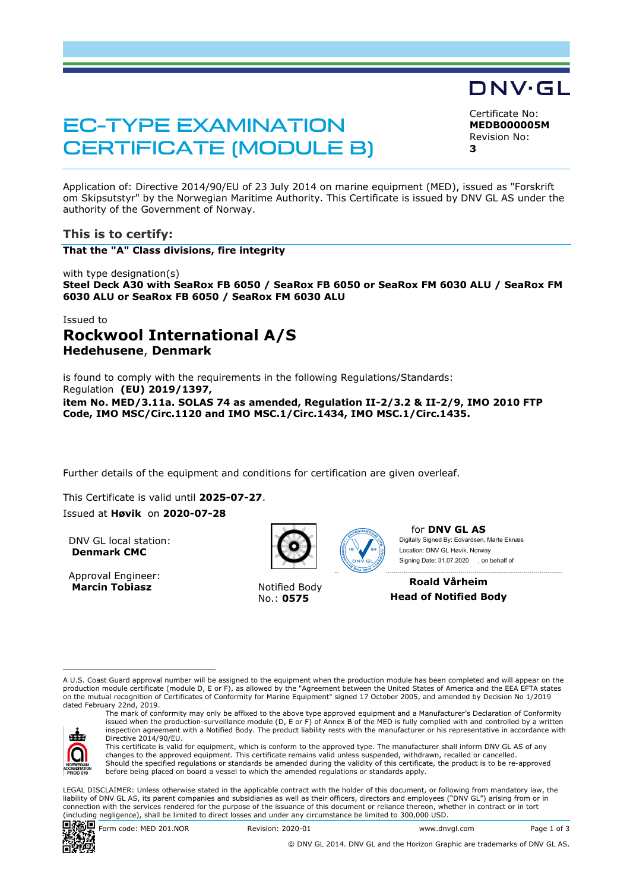DNV·GL

# EC-TYPE EXAMINATION CERTIFICATE (MODULE B)

Certificate No:
**MEDB000005M**
Revision No:
**3**

Application of: Directive 2014/90/EU of 23 July 2014 on marine equipment (MED), issued as "Forskrift om Skipsutstyr" by the Norwegian Maritime Authority. This Certificate is issued by DNV GL AS under the authority of the Government of Norway.

## This is to certify:

**That the "A" Class divisions, fire integrity**

with type designation(s)
**Steel Deck A30 with SeaRox FB 6050 / SeaRox FB 6050 or SeaRox FM 6030 ALU / SeaRox FM 6030 ALU or SeaRox FB 6050 / SeaRox FM 6030 ALU**

Issued to

# Rockwool International A/S

**Hedehusene**, **Denmark**

is found to comply with the requirements in the following Regulations/Standards:
Regulation **(EU) 2019/1397,**
**item No. MED/3.11a. SOLAS 74 as amended, Regulation II-2/3.2 & II-2/9, IMO 2010 FTP Code, IMO MSC/Circ.1120 and IMO MSC.1/Circ.1434, IMO MSC.1/Circ.1435.**

Further details of the equipment and conditions for certification are given overleaf.

This Certificate is valid until **2025-07-27**.
Issued at **Høvik** on **2020-07-28**

DNV GL local station:
**Denmark CMC**

Approval Engineer:
**Marcin Tobiasz**

Notified Body
No.: **0575**

for **DNV GL AS**
Digitally Signed By: Edvardsen, Marte Eknæs
Location: DNV GL Høvik, Norway
Signing Date: 31.07.2020 , on behalf of

**Roald Vårheim**
**Head of Notified Body**

A U.S. Coast Guard approval number will be assigned to the equipment when the production module has been completed and will appear on the production module certificate (module D, E or F), as allowed by the "Agreement between the United States of America and the EEA EFTA states on the mutual recognition of Certificates of Conformity for Marine Equipment" signed 17 October 2005, and amended by Decision No 1/2019 dated February 22nd, 2019.

The mark of conformity may only be affixed to the above type approved equipment and a Manufacturer's Declaration of Conformity issued when the production-surveillance module (D, E or F) of Annex B of the MED is fully complied with and controlled by a written inspection agreement with a Notified Body. The product liability rests with the manufacturer or his representative in accordance with Directive 2014/90/EU.

This certificate is valid for equipment, which is conform to the approved type. The manufacturer shall inform DNV GL AS of any changes to the approved equipment. This certificate remains valid unless suspended, withdrawn, recalled or cancelled.

Should the specified regulations or standards be amended during the validity of this certificate, the product is to be re-approved before being placed on board a vessel to which the amended regulations or standards apply.

LEGAL DISCLAIMER: Unless otherwise stated in the applicable contract with the holder of this document, or following from mandatory law, the liability of DNV GL AS, its parent companies and subsidiaries as well as their officers, directors and employees ("DNV GL") arising from or in connection with the services rendered for the purpose of the issuance of this document or reliance thereon, whether in contract or in tort (including negligence), shall be limited to direct losses and under any circumstance be limited to 300,000 USD.

Form code: MED 201.NOR Revision: 2020-01 www.dnvgl.com

© DNV GL 2014. DNV GL and the Horizon Graphic are trademarks of DNV GL AS.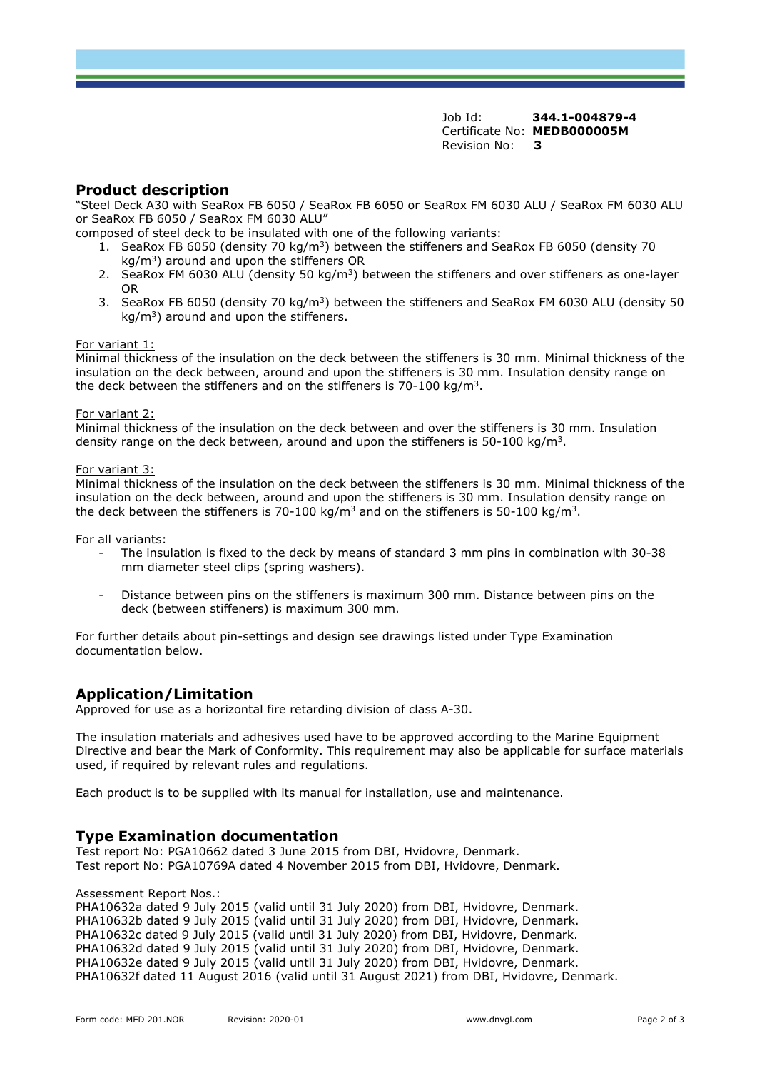Job Id: **344.1-004879-4**
Certificate No: **MEDB000005M**
Revision No: **3**

## Product description

"Steel Deck A30 with SeaRox FB 6050 / SeaRox FB 6050 or SeaRox FM 6030 ALU / SeaRox FM 6030 ALU or SeaRox FB 6050 / SeaRox FM 6030 ALU"

composed of steel deck to be insulated with one of the following variants:

1. SeaRox FB 6050 (density 70 kg/$m^3$) between the stiffeners and SeaRox FB 6050 (density 70 kg/$m^3$) around and upon the stiffeners OR
2. SeaRox FM 6030 ALU (density 50 kg/$m^3$) between the stiffeners and over stiffeners as one-layer OR
3. SeaRox FB 6050 (density 70 kg/$m^3$) between the stiffeners and SeaRox FM 6030 ALU (density 50 kg/$m^3$) around and upon the stiffeners.

For variant 1:

Minimal thickness of the insulation on the deck between the stiffeners is 30 mm. Minimal thickness of the insulation on the deck between, around and upon the stiffeners is 30 mm. Insulation density range on the deck between the stiffeners and on the stiffeners is 70-100 kg/$m^3$.

For variant 2:

Minimal thickness of the insulation on the deck between and over the stiffeners is 30 mm. Insulation density range on the deck between, around and upon the stiffeners is 50-100 kg/$m^3$.

For variant 3:

Minimal thickness of the insulation on the deck between the stiffeners is 30 mm. Minimal thickness of the insulation on the deck between, around and upon the stiffeners is 30 mm. Insulation density range on the deck between the stiffeners is 70-100 kg/$m^3$ and on the stiffeners is 50-100 kg/$m^3$.

For all variants:

- The insulation is fixed to the deck by means of standard 3 mm pins in combination with 30-38 mm diameter steel clips (spring washers).
- Distance between pins on the stiffeners is maximum 300 mm. Distance between pins on the deck (between stiffeners) is maximum 300 mm.

For further details about pin-settings and design see drawings listed under Type Examination documentation below.

## Application/Limitation

Approved for use as a horizontal fire retarding division of class A-30.

The insulation materials and adhesives used have to be approved according to the Marine Equipment Directive and bear the Mark of Conformity. This requirement may also be applicable for surface materials used, if required by relevant rules and regulations.

Each product is to be supplied with its manual for installation, use and maintenance.

## Type Examination documentation

Test report No: PGA10662 dated 3 June 2015 from DBI, Hvidovre, Denmark.
Test report No: PGA10769A dated 4 November 2015 from DBI, Hvidovre, Denmark.

Assessment Report Nos.:
PHA10632a dated 9 July 2015 (valid until 31 July 2020) from DBI, Hvidovre, Denmark.
PHA10632b dated 9 July 2015 (valid until 31 July 2020) from DBI, Hvidovre, Denmark.
PHA10632c dated 9 July 2015 (valid until 31 July 2020) from DBI, Hvidovre, Denmark.
PHA10632d dated 9 July 2015 (valid until 31 July 2020) from DBI, Hvidovre, Denmark.
PHA10632e dated 9 July 2015 (valid until 31 July 2020) from DBI, Hvidovre, Denmark.
PHA10632f dated 11 August 2016 (valid until 31 August 2021) from DBI, Hvidovre, Denmark.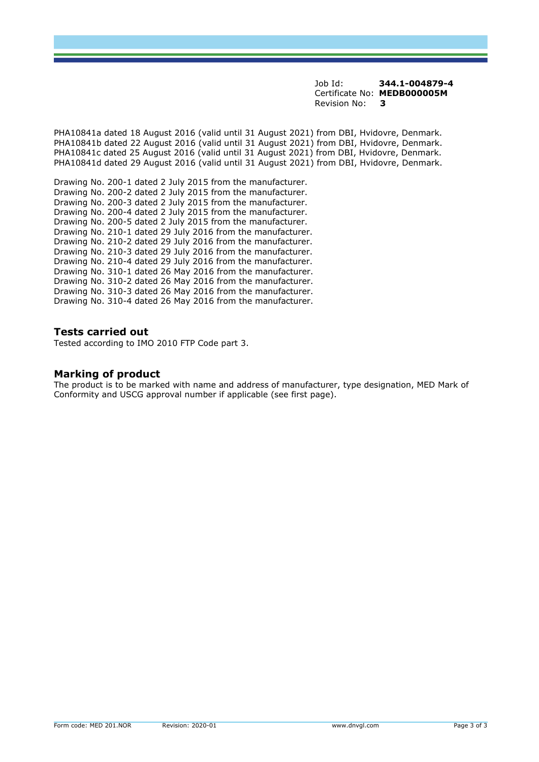Job Id: **344.1-004879-4**
Certificate No: **MEDB000005M**
Revision No: **3**

PHA10841a dated 18 August 2016 (valid until 31 August 2021) from DBI, Hvidovre, Denmark.
PHA10841b dated 22 August 2016 (valid until 31 August 2021) from DBI, Hvidovre, Denmark.
PHA10841c dated 25 August 2016 (valid until 31 August 2021) from DBI, Hvidovre, Denmark.
PHA10841d dated 29 August 2016 (valid until 31 August 2021) from DBI, Hvidovre, Denmark.

Drawing No. 200-1 dated 2 July 2015 from the manufacturer.
Drawing No. 200-2 dated 2 July 2015 from the manufacturer.
Drawing No. 200-3 dated 2 July 2015 from the manufacturer.
Drawing No. 200-4 dated 2 July 2015 from the manufacturer.
Drawing No. 200-5 dated 2 July 2015 from the manufacturer.
Drawing No. 210-1 dated 29 July 2016 from the manufacturer.
Drawing No. 210-2 dated 29 July 2016 from the manufacturer.
Drawing No. 210-3 dated 29 July 2016 from the manufacturer.
Drawing No. 210-4 dated 29 July 2016 from the manufacturer.
Drawing No. 310-1 dated 26 May 2016 from the manufacturer.
Drawing No. 310-2 dated 26 May 2016 from the manufacturer.
Drawing No. 310-3 dated 26 May 2016 from the manufacturer.
Drawing No. 310-4 dated 26 May 2016 from the manufacturer.

## Tests carried out

Tested according to IMO 2010 FTP Code part 3.

## Marking of product

The product is to be marked with name and address of manufacturer, type designation, MED Mark of Conformity and USCG approval number if applicable (see first page).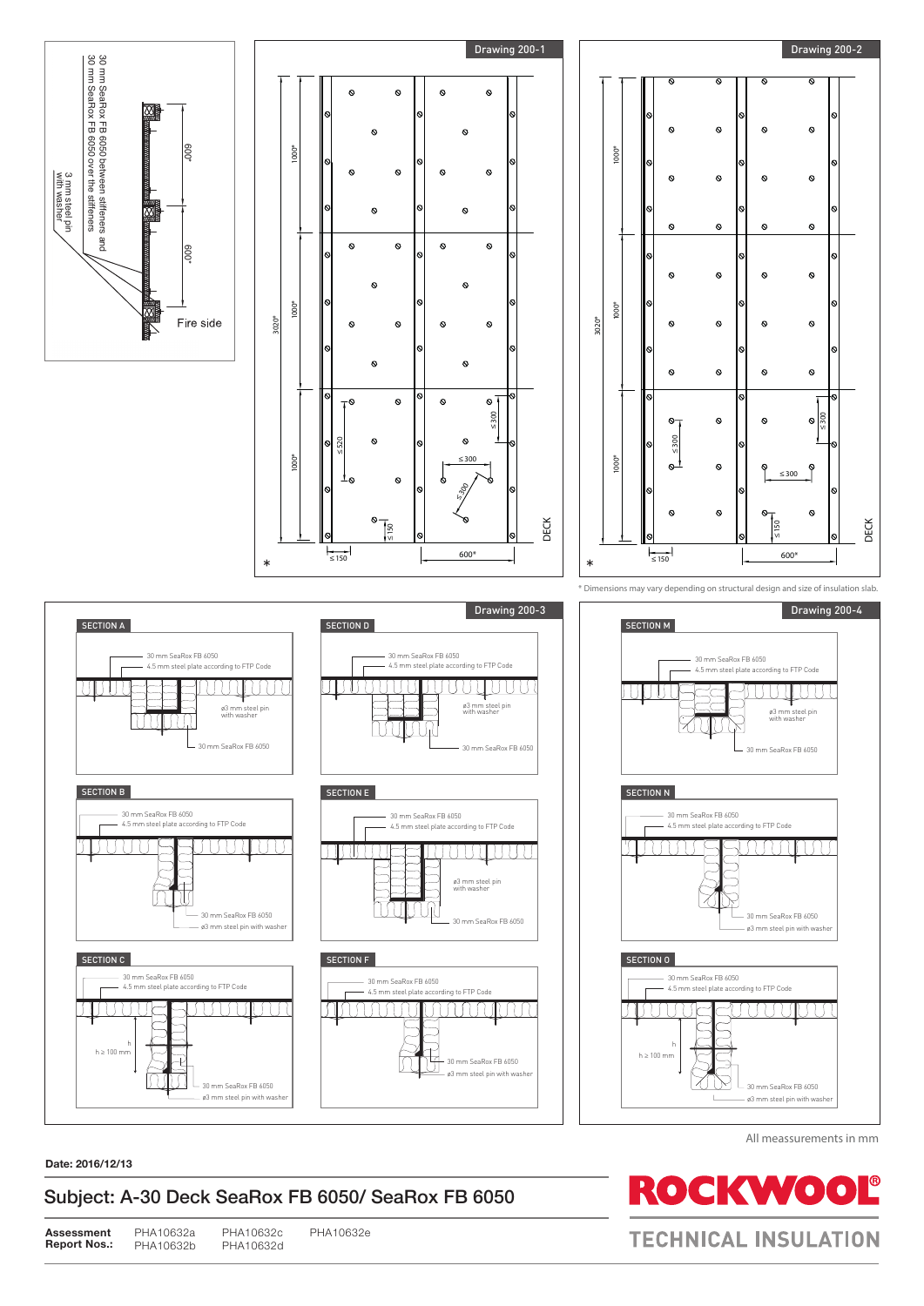30 mm SeaRox FB 6050 between stiffeners and 30 mm SeaRox FB 6050 over the stiffeners

3 mm steel pin with washer

600*

600*

Fire side

Drawing 200-1

1000*

1000*

1000*

3020*

≤ 520

≤ 150

≤ 150

≤ 300

≤ 300

≤ 300

600*

DECK

*

Drawing 200-2

1000*

1000*

1000*

3020*

≤ 300

≤ 300

≤ 300

≤ 150

≤ 150

600*

DECK

*

\* Dimensions may vary depending on structural design and size of insulation slab.

Drawing 200-3

SECTION A

30 mm SeaRox FB 6050
4.5 mm steel plate according to FTP Code
ø3 mm steel pin with washer
30 mm SeaRox FB 6050

SECTION B

30 mm SeaRox FB 6050
4.5 mm steel plate according to FTP Code
30 mm SeaRox FB 6050
ø3 mm steel pin with washer

SECTION C

30 mm SeaRox FB 6050
4.5 mm steel plate according to FTP Code
h
h ≥ 100 mm
30 mm SeaRox FB 6050
ø3 mm steel pin with washer

SECTION D

30 mm SeaRox FB 6050
4.5 mm steel plate according to FTP Code
ø3 mm steel pin with washer
30 mm SeaRox FB 6050

SECTION E

30 mm SeaRox FB 6050
4.5 mm steel plate according to FTP Code
ø3 mm steel pin with washer
30 mm SeaRox FB 6050

SECTION F

30 mm SeaRox FB 6050
4.5 mm steel plate according to FTP Code
30 mm SeaRox FB 6050
ø3 mm steel pin with washer

Drawing 200-4

SECTION M

30 mm SeaRox FB 6050
4.5 mm steel plate according to FTP Code
ø3 mm steel pin with washer
30 mm SeaRox FB 6050

SECTION N

30 mm SeaRox FB 6050
4.5 mm steel plate according to FTP Code
30 mm SeaRox FB 6050
ø3 mm steel pin with washer

SECTION O

30 mm SeaRox FB 6050
4.5 mm steel plate according to FTP Code
h
h ≥ 100 mm
30 mm SeaRox FB 6050
ø3 mm steel pin with washer

All meassurements in mm

**Date: 2016/12/13**

## Subject: A-30 Deck SeaRox FB 6050/ SeaRox FB 6050

| **Assessment Report Nos.:** | PHA10632a PHA10632b | PHA10632c PHA10632d | PHA10632e |
|---|---|---|---|

ROCKWOOL®
TECHNICAL INSULATION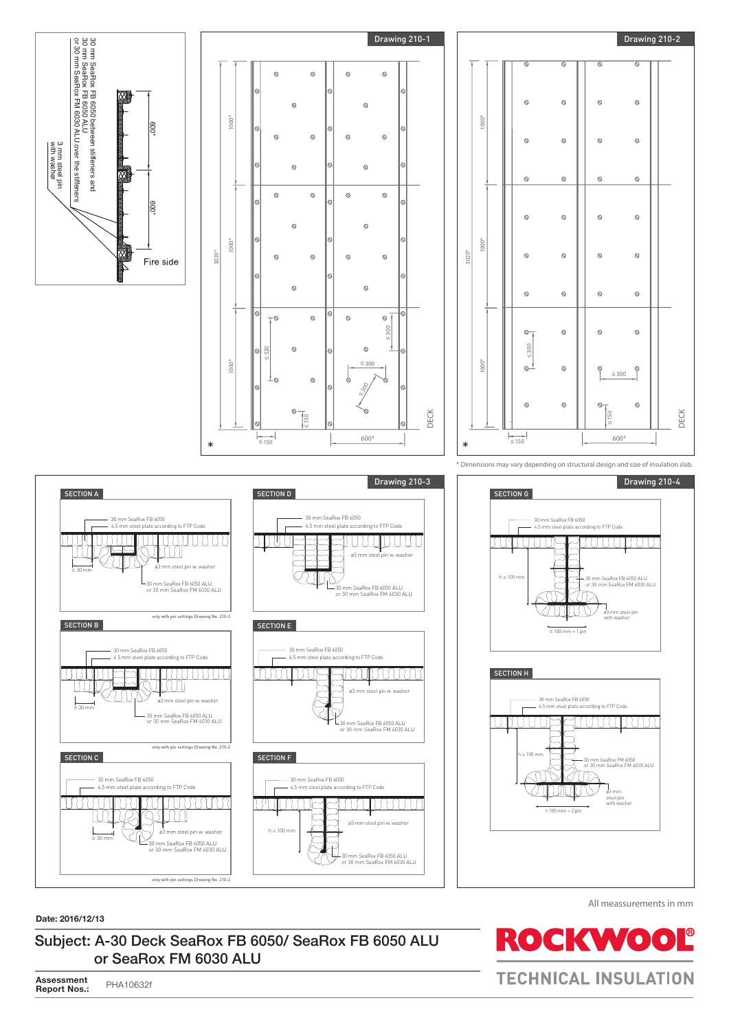## Drawing 210-1

30 mm SeaRox FB 6050 between stiffeners and
30 mm SeaRox FB 6050 ALU
or 30 mm SeaRox FM 6030 ALU over the stiffeners

3 mm steel pin with washer

600*

600*

Fire side

1000*

1000*

1000*

3020*

≤ 520

≤ 300

≤ 300

≤ 300

≤ 150

≤ 150

600*

DECK

*

## Drawing 210-2

1000*

1000*

1000*

3020*

≤ 300

≤ 300

≤ 150

≤ 150

600*

DECK

*

\* Dimensions may vary depending on structural design and size of insulation slab.

## Drawing 210-3

### SECTION A

30 mm SeaRox FB 6050
4.5 mm steel plate according to FTP Code
≥ 30 mm
ø3 mm steel pin w. washer
30 mm SeaRox FB 6050 ALU
or 30 mm SeaRox FM 6030 ALU

only with pin settings Drawing No. 210-2

### SECTION B

30 mm SeaRox FB 6050
4.5 mm steel plate according to FTP Code
≥ 30 mm
ø3 mm steel pin w. washer
30 mm SeaRox FB 6050 ALU
or 30 mm SeaRox FM 6030 ALU

only with pin settings Drawing No. 210-2

### SECTION C

30 mm SeaRox FB 6050
4.5 mm steel plate according to FTP Code
≥ 30 mm
ø3 mm steel pin w. washer
30 mm SeaRox FB 6050 ALU
or 30 mm SeaRox FM 6030 ALU

only with pin settings Drawing No. 210-2

### SECTION D

30 mm SeaRox FB 6050
4.5 mm steel plate according to FTP Code
ø3 mm steel pin w. washer
30 mm SeaRox FB 6050 ALU
or 30 mm SeaRox FM 6030 ALU

### SECTION E

30 mm SeaRox FB 6050
4.5 mm steel plate according to FTP Code
ø3 mm steel pin w. washer
30 mm SeaRox FB 6050 ALU
or 30 mm SeaRox FM 6030 ALU

### SECTION F

30 mm SeaRox FB 6050
4.5 mm steel plate according to FTP Code
h ≥ 100 mm
ø3 mm steel pin w. washer
30 mm SeaRox FB 6050 ALU
or 30 mm SeaRox FM 6030 ALU

## Drawing 210-4

### SECTION G

30 mm SeaRox FB 6050
4.5 mm steel plate according to FTP Code
h ≥ 100 mm
30 mm SeaRox FB 6050 ALU
or 30 mm SeaRox FM 6030 ALU
ø3 mm steel pin with washer
≤ 100 mm = 1 pin

### SECTION H

30 mm SeaRox FB 6050
4.5 mm steel plate according to FTP Code
h ≥ 100 mm
30 mm SeaRox FM 6050
or 30 mm SeaRox FM 6030 ALU
ø3 mm steel pin with washer
> 100 mm = 2 pin

All meassurements in mm

**Date: 2016/12/13**

## Subject: A-30 Deck SeaRox FB 6050/ SeaRox FB 6050 ALU or SeaRox FM 6030 ALU

**Assessment Report Nos.:** PHA10632f

ROCKWOOL® TECHNICAL INSULATION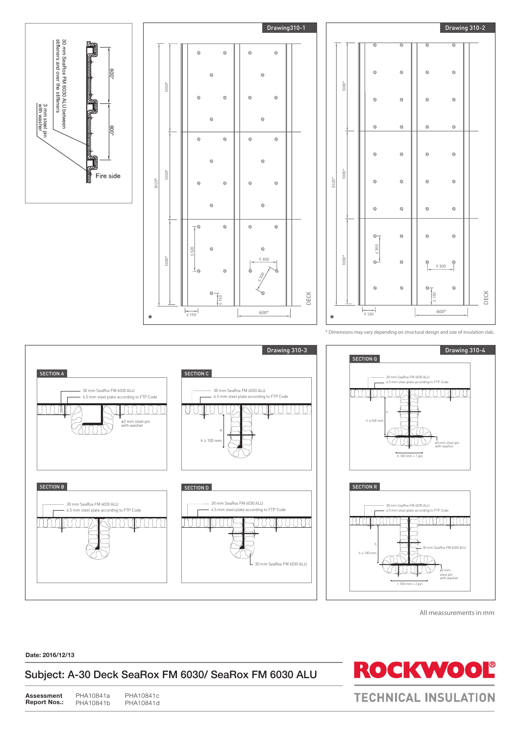30 mm SeaRox FM 6030 ALU between stiffeners and over the stiffeners

3 mm steel pin with washer

600*

600*

Fire side

## Drawing310-1

1000*

1000*

1000*

3020*

≤ 520

≤ 300

≤ 300

≤ 150

≤ 150

600*

DECK

*

## Drawing 310-2

1000*

1000*

1000*

3020*

≤ 300

≤ 300

≤ 150

≤ 150

600*

DECK

*

\* Dimensions may vary depending on structural design and size of insulation slab.

## Drawing 310-3

### SECTION A

30 mm SeaRox FM 6030 ALU

4.5 mm steel plate according to FTP Code

ø3 mm steel pin with washer

### SECTION C

30 mm SeaRox FM 6030 ALU

4.5 mm steel plate according to FTP Code

h

h ≥ 100 mm

### SECTION B

30 mm SeaRox FM 6030 ALU

4.5 mm steel plate according to FTP Code

### SECTION D

30 mm SeaRox FM 6030 ALU

4.5 mm steel plate according to FTP Code

30 mm SeaRox FM 6030 ALU

## Drawing 310-4

### SECTION Q

30 mm SeaRox FM 6030 ALU

4.5 mm steel plate according to FTP Code

h

h ≥100 mm

ø3 mm steel pin with washer

≤ 100 mm = 1 pin

### SECTION R

30 mm SeaRox FM 6030 ALU

4.5 mm steel plate according to FTP Code

h

h ≥ 100 mm

30 mm SeaRox FM 6030 ALU

ø3 mm steel pin with washer

> 100 mm = 2 pin

All meassurements in mm

**Date: 2016/12/13**

Subject: A-30 Deck SeaRox FM 6030/ SeaRox FM 6030 ALU

| **Assessment Report Nos.:** | PHA10841a PHA10841b | PHA10841c PHA10841d |
|---|---|---|

ROCKWOOL® TECHNICAL INSULATION